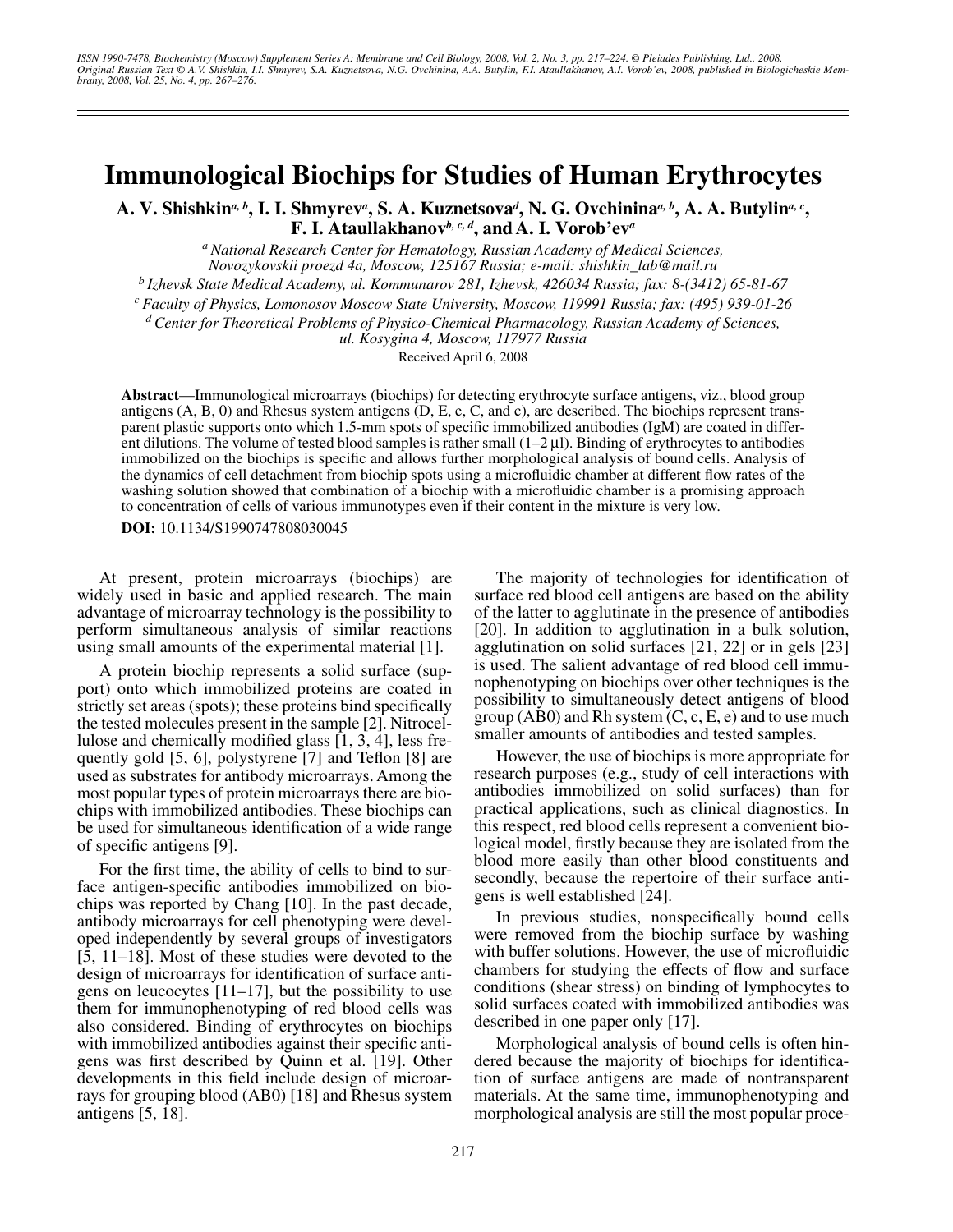# Immunological Biochips for Studies of Human Erythrocytes

**A. V. Shishkin[a, b], I. I. Shmyrev[a], S. A. Kuznetsova[d], N. G. Ovchinina[a, b], A. A. Butylin[a, c], F. I. Ataullakhanov[b, c, d], and A. I. Vorob'ev[a]**

[a] *National Research Center for Hematology, Russian Academy of Medical Sciences, Novozykovskii proezd 4a, Moscow, 125167 Russia; e-mail: shishkin_lab@mail.ru*

[b] *Izhevsk State Medical Academy, ul. Kommunarov 281, Izhevsk, 426034 Russia; fax: 8-(3412) 65-81-67*

[c] *Faculty of Physics, Lomonosov Moscow State University, Moscow, 119991 Russia; fax: (495) 939-01-26*

[d] *Center for Theoretical Problems of Physico-Chemical Pharmacology, Russian Academy of Sciences, ul. Kosygina 4, Moscow, 117977 Russia*

Received April 6, 2008

**Abstract**—Immunological microarrays (biochips) for detecting erythrocyte surface antigens, viz., blood group antigens (A, B, 0) and Rhesus system antigens (D, E, e, C, and c), are described. The biochips represent transparent plastic supports onto which 1.5-mm spots of specific immobilized antibodies (IgM) are coated in different dilutions. The volume of tested blood samples is rather small (1–2 μl). Binding of erythrocytes to antibodies immobilized on the biochips is specific and allows further morphological analysis of bound cells. Analysis of the dynamics of cell detachment from biochip spots using a microfluidic chamber at different flow rates of the washing solution showed that combination of a biochip with a microfluidic chamber is a promising approach to concentration of cells of various immunotypes even if their content in the mixture is very low.

**DOI:** 10.1134/S1990747808030045

At present, protein microarrays (biochips) are widely used in basic and applied research. The main advantage of microarray technology is the possibility to perform simultaneous analysis of similar reactions using small amounts of the experimental material [1].

A protein biochip represents a solid surface (support) onto which immobilized proteins are coated in strictly set areas (spots); these proteins bind specifically the tested molecules present in the sample [2]. Nitrocellulose and chemically modified glass [1, 3, 4], less frequently gold [5, 6], polystyrene [7] and Teflon [8] are used as substrates for antibody microarrays. Among the most popular types of protein microarrays there are biochips with immobilized antibodies. These biochips can be used for simultaneous identification of a wide range of specific antigens [9].

For the first time, the ability of cells to bind to surface antigen-specific antibodies immobilized on biochips was reported by Chang [10]. In the past decade, antibody microarrays for cell phenotyping were developed independently by several groups of investigators [5, 11–18]. Most of these studies were devoted to the design of microarrays for identification of surface antigens on leucocytes [11–17], but the possibility to use them for immunophenotyping of red blood cells was also considered. Binding of erythrocytes on biochips with immobilized antibodies against their specific antigens was first described by Quinn et al. [19]. Other developments in this field include design of microarrays for grouping blood (AB0) [18] and Rhesus system antigens [5, 18].

The majority of technologies for identification of surface red blood cell antigens are based on the ability of the latter to agglutinate in the presence of antibodies [20]. In addition to agglutination in a bulk solution, agglutination on solid surfaces [21, 22] or in gels [23] is used. The salient advantage of red blood cell immunophenotyping on biochips over other techniques is the possibility to simultaneously detect antigens of blood group (AB0) and Rh system (C, c, E, e) and to use much smaller amounts of antibodies and tested samples.

However, the use of biochips is more appropriate for research purposes (e.g., study of cell interactions with antibodies immobilized on solid surfaces) than for practical applications, such as clinical diagnostics. In this respect, red blood cells represent a convenient biological model, firstly because they are isolated from the blood more easily than other blood constituents and secondly, because the repertoire of their surface antigens is well established [24].

In previous studies, nonspecifically bound cells were removed from the biochip surface by washing with buffer solutions. However, the use of microfluidic chambers for studying the effects of flow and surface conditions (shear stress) on binding of lymphocytes to solid surfaces coated with immobilized antibodies was described in one paper only [17].

Morphological analysis of bound cells is often hindered because the majority of biochips for identification of surface antigens are made of nontransparent materials. At the same time, immunophenotyping and morphological analysis are still the most popular proce-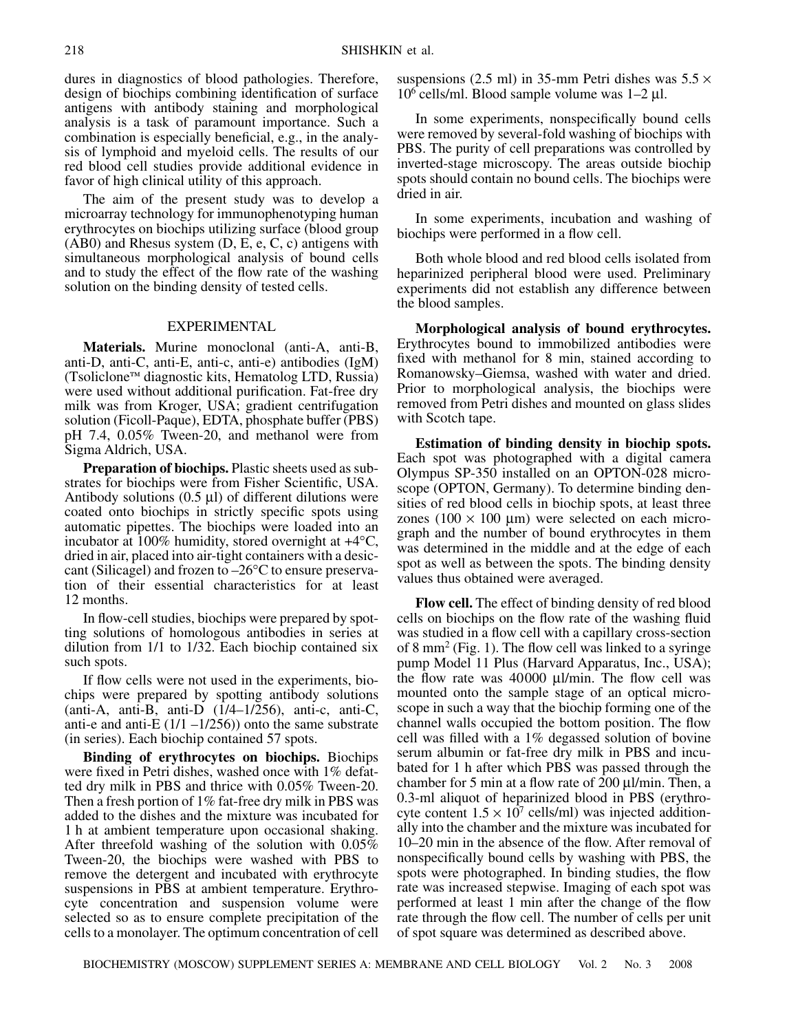dures in diagnostics of blood pathologies. Therefore, design of biochips combining identification of surface antigens with antibody staining and morphological analysis is a task of paramount importance. Such a combination is especially beneficial, e.g., in the analysis of lymphoid and myeloid cells. The results of our red blood cell studies provide additional evidence in favor of high clinical utility of this approach.

The aim of the present study was to develop a microarray technology for immunophenotyping human erythrocytes on biochips utilizing surface (blood group (AB0) and Rhesus system (D, E, e, C, c) antigens with simultaneous morphological analysis of bound cells and to study the effect of the flow rate of the washing solution on the binding density of tested cells.

## EXPERIMENTAL

**Materials.** Murine monoclonal (anti-A, anti-B, anti-D, anti-C, anti-E, anti-c, anti-e) antibodies (IgM) (Tsoliclone™ diagnostic kits, Hematolog LTD, Russia) were used without additional purification. Fat-free dry milk was from Kroger, USA; gradient centrifugation solution (Ficoll-Paque), EDTA, phosphate buffer (PBS) pH 7.4, 0.05% Tween-20, and methanol were from Sigma Aldrich, USA.

**Preparation of biochips.** Plastic sheets used as substrates for biochips were from Fisher Scientific, USA. Antibody solutions (0.5 μl) of different dilutions were coated onto biochips in strictly specific spots using automatic pipettes. The biochips were loaded into an incubator at 100% humidity, stored overnight at +4°C, dried in air, placed into air-tight containers with a desiccant (Silicagel) and frozen to –26°C to ensure preservation of their essential characteristics for at least 12 months.

In flow-cell studies, biochips were prepared by spotting solutions of homologous antibodies in series at dilution from 1/1 to 1/32. Each biochip contained six such spots.

If flow cells were not used in the experiments, biochips were prepared by spotting antibody solutions (anti-A, anti-B, anti-D (1/4–1/256), anti-c, anti-C, anti-e and anti-E (1/1 –1/256)) onto the same substrate (in series). Each biochip contained 57 spots.

**Binding of erythrocytes on biochips.** Biochips were fixed in Petri dishes, washed once with 1% defatted dry milk in PBS and thrice with 0.05% Tween-20. Then a fresh portion of 1% fat-free dry milk in PBS was added to the dishes and the mixture was incubated for 1 h at ambient temperature upon occasional shaking. After threefold washing of the solution with 0.05% Tween-20, the biochips were washed with PBS to remove the detergent and incubated with erythrocyte suspensions in PBS at ambient temperature. Erythrocyte concentration and suspension volume were selected so as to ensure complete precipitation of the cells to a monolayer. The optimum concentration of cell suspensions (2.5 ml) in 35-mm Petri dishes was $5.5 \times 10^6$ cells/ml. Blood sample volume was 1–2 μl.

In some experiments, nonspecifically bound cells were removed by several-fold washing of biochips with PBS. The purity of cell preparations was controlled by inverted-stage microscopy. The areas outside biochip spots should contain no bound cells. The biochips were dried in air.

In some experiments, incubation and washing of biochips were performed in a flow cell.

Both whole blood and red blood cells isolated from heparinized peripheral blood were used. Preliminary experiments did not establish any difference between the blood samples.

**Morphological analysis of bound erythrocytes.** Erythrocytes bound to immobilized antibodies were fixed with methanol for 8 min, stained according to Romanowsky–Giemsa, washed with water and dried. Prior to morphological analysis, the biochips were removed from Petri dishes and mounted on glass slides with Scotch tape.

**Estimation of binding density in biochip spots.** Each spot was photographed with a digital camera Olympus SP-350 installed on an OPTON-028 microscope (OPTON, Germany). To determine binding densities of red blood cells in biochip spots, at least three zones (100 × 100 μm) were selected on each micrograph and the number of bound erythrocytes in them was determined in the middle and at the edge of each spot as well as between the spots. The binding density values thus obtained were averaged.

**Flow cell.** The effect of binding density of red blood cells on biochips on the flow rate of the washing fluid was studied in a flow cell with a capillary cross-section of 8 mm$^2$ (Fig. 1). The flow cell was linked to a syringe pump Model 11 Plus (Harvard Apparatus, Inc., USA); the flow rate was 40000 μl/min. The flow cell was mounted onto the sample stage of an optical microscope in such a way that the biochip forming one of the channel walls occupied the bottom position. The flow cell was filled with a 1% degassed solution of bovine serum albumin or fat-free dry milk in PBS and incubated for 1 h after which PBS was passed through the chamber for 5 min at a flow rate of 200 μl/min. Then, a 0.3-ml aliquot of heparinized blood in PBS (erythrocyte content $1.5 \times 10^7$ cells/ml) was injected additionally into the chamber and the mixture was incubated for 10–20 min in the absence of the flow. After removal of nonspecifically bound cells by washing with PBS, the spots were photographed. In binding studies, the flow rate was increased stepwise. Imaging of each spot was performed at least 1 min after the change of the flow rate through the flow cell. The number of cells per unit of spot square was determined as described above.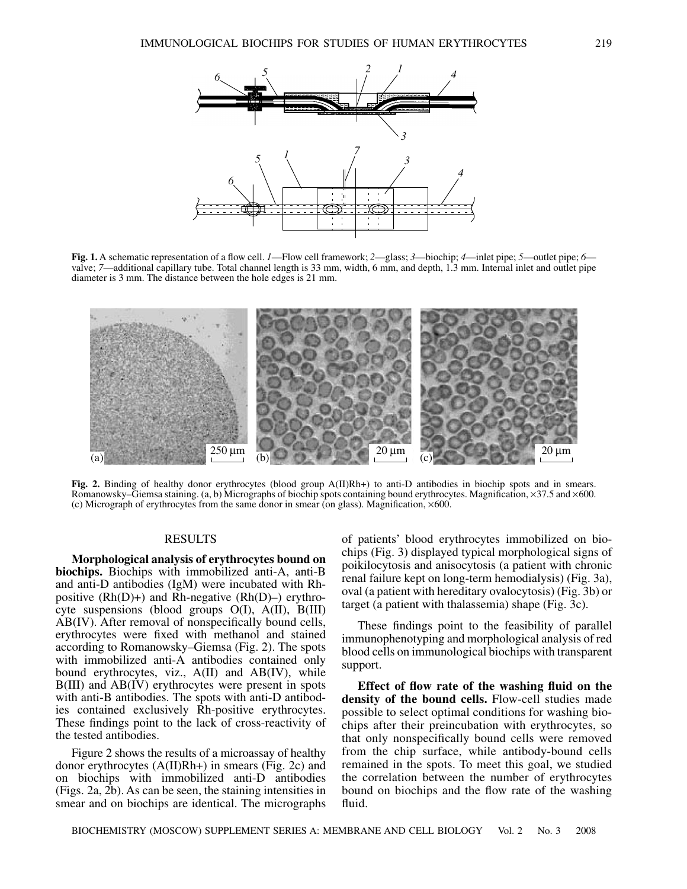**Fig. 1.** A schematic representation of a flow cell. *1*—Flow cell framework; *2*—glass; *3*—biochip; *4*—inlet pipe; *5*—outlet pipe; *6*—valve; *7*—additional capillary tube. Total channel length is 33 mm, width, 6 mm, and depth, 1.3 mm. Internal inlet and outlet pipe diameter is 3 mm. The distance between the hole edges is 21 mm.

**Fig. 2.** Binding of healthy donor erythrocytes (blood group A(II)Rh+) to anti-D antibodies in biochip spots and in smears. Romanowsky–Giemsa staining. (a, b) Micrographs of biochip spots containing bound erythrocytes. Magnification, ×37.5 and ×600. (c) Micrograph of erythrocytes from the same donor in smear (on glass). Magnification, ×600.

## RESULTS

**Morphological analysis of erythrocytes bound on biochips.** Biochips with immobilized anti-A, anti-B and anti-D antibodies (IgM) were incubated with Rh-positive (Rh(D)+) and Rh-negative (Rh(D)–) erythrocyte suspensions (blood groups O(I), A(II), B(III) AB(IV). After removal of nonspecifically bound cells, erythrocytes were fixed with methanol and stained according to Romanowsky–Giemsa (Fig. 2). The spots with immobilized anti-A antibodies contained only bound erythrocytes, viz., A(II) and AB(IV), while B(III) and AB(IV) erythrocytes were present in spots with anti-B antibodies. The spots with anti-D antibodies contained exclusively Rh-positive erythrocytes. These findings point to the lack of cross-reactivity of the tested antibodies.

Figure 2 shows the results of a microassay of healthy donor erythrocytes (A(II)Rh+) in smears (Fig. 2c) and on biochips with immobilized anti-D antibodies (Figs. 2a, 2b). As can be seen, the staining intensities in smear and on biochips are identical. The micrographs of patients' blood erythrocytes immobilized on biochips (Fig. 3) displayed typical morphological signs of poikilocytosis and anisocytosis (a patient with chronic renal failure kept on long-term hemodialysis) (Fig. 3a), oval (a patient with hereditary ovalocytosis) (Fig. 3b) or target (a patient with thalassemia) shape (Fig. 3c).

These findings point to the feasibility of parallel immunophenotyping and morphological analysis of red blood cells on immunological biochips with transparent support.

**Effect of flow rate of the washing fluid on the density of the bound cells.** Flow-cell studies made possible to select optimal conditions for washing biochips after their preincubation with erythrocytes, so that only nonspecifically bound cells were removed from the chip surface, while antibody-bound cells remained in the spots. To meet this goal, we studied the correlation between the number of erythrocytes bound on biochips and the flow rate of the washing fluid.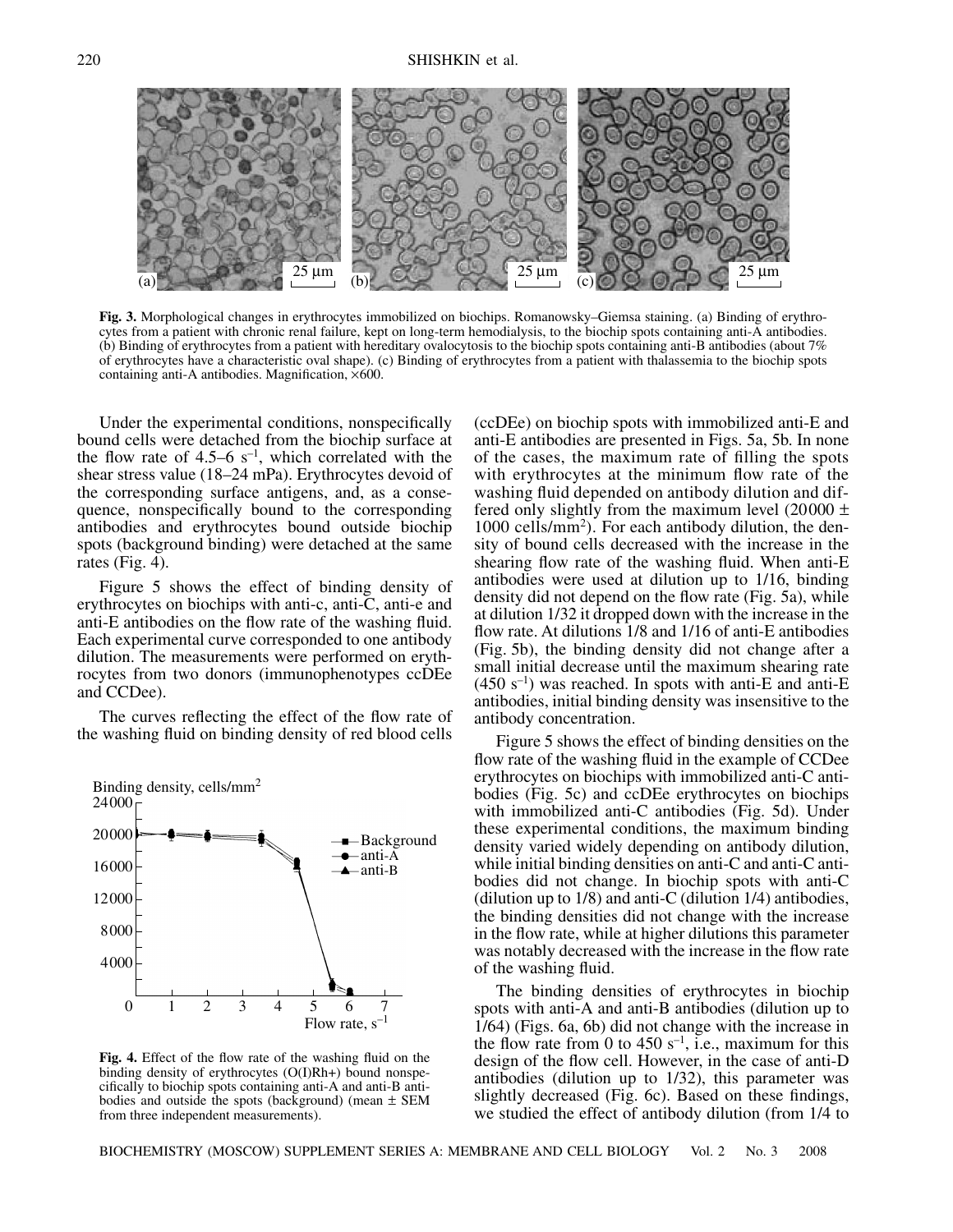Fig. 3. Morphological changes in erythrocytes immobilized on biochips. Romanowsky–Giemsa staining. (a) Binding of erythrocytes from a patient with chronic renal failure, kept on long-term hemodialysis, to the biochip spots containing anti-A antibodies. (b) Binding of erythrocytes from a patient with hereditary ovalocytosis to the biochip spots containing anti-B antibodies (about 7% of erythrocytes have a characteristic oval shape). (c) Binding of erythrocytes from a patient with thalassemia to the biochip spots containing anti-A antibodies. Magnification, ×600.

Under the experimental conditions, nonspecifically bound cells were detached from the biochip surface at the flow rate of 4.5–6 $s^{-1}$, which correlated with the shear stress value (18–24 mPa). Erythrocytes devoid of the corresponding surface antigens, and, as a consequence, nonspecifically bound to the corresponding antibodies and erythrocytes bound outside biochip spots (background binding) were detached at the same rates (Fig. 4).

Figure 5 shows the effect of binding density of erythrocytes on biochips with anti-c, anti-C, anti-e and anti-E antibodies on the flow rate of the washing fluid. Each experimental curve corresponded to one antibody dilution. The measurements were performed on erythrocytes from two donors (immunophenotypes ccDEe and CCDee).

The curves reflecting the effect of the flow rate of the washing fluid on binding density of red blood cells (ccDEe) on biochip spots with immobilized anti-E and anti-E antibodies are presented in Figs. 5a, 5b. In none of the cases, the maximum rate of filling the spots with erythrocytes at the minimum flow rate of the washing fluid depended on antibody dilution and differed only slightly from the maximum level (20000 ± 1000 cells/mm[2]). For each antibody dilution, the density of bound cells decreased with the increase in the shearing flow rate of the washing fluid. When anti-E antibodies were used at dilution up to 1/16, binding density did not depend on the flow rate (Fig. 5a), while at dilution 1/32 it dropped down with the increase in the flow rate. At dilutions 1/8 and 1/16 of anti-E antibodies (Fig. 5b), the binding density did not change after a small initial decrease until the maximum shearing rate (450 $s^{-1}$) was reached. In spots with anti-E and anti-E antibodies, initial binding density was insensitive to the antibody concentration.

Figure 5 shows the effect of binding densities on the flow rate of the washing fluid in the example of CCDee erythrocytes on biochips with immobilized anti-C antibodies (Fig. 5c) and ccDEe erythrocytes on biochips with immobilized anti-C antibodies (Fig. 5d). Under these experimental conditions, the maximum binding density varied widely depending on antibody dilution, while initial binding densities on anti-C and anti-C antibodies did not change. In biochip spots with anti-C (dilution up to 1/8) and anti-C (dilution 1/4) antibodies, the binding densities did not change with the increase in the flow rate, while at higher dilutions this parameter was notably decreased with the increase in the flow rate of the washing fluid.

The binding densities of erythrocytes in biochip spots with anti-A and anti-B antibodies (dilution up to 1/64) (Figs. 6a, 6b) did not change with the increase in the flow rate from 0 to 450 $s^{-1}$, i.e., maximum for this design of the flow cell. However, in the case of anti-D antibodies (dilution up to 1/32), this parameter was slightly decreased (Fig. 6c). Based on these findings, we studied the effect of antibody dilution (from 1/4 to

Fig. 4. Effect of the flow rate of the washing fluid on the binding density of erythrocytes (O(I)Rh+) bound nonspecifically to biochip spots containing anti-A and anti-B antibodies and outside the spots (background) (mean ± SEM from three independent measurements).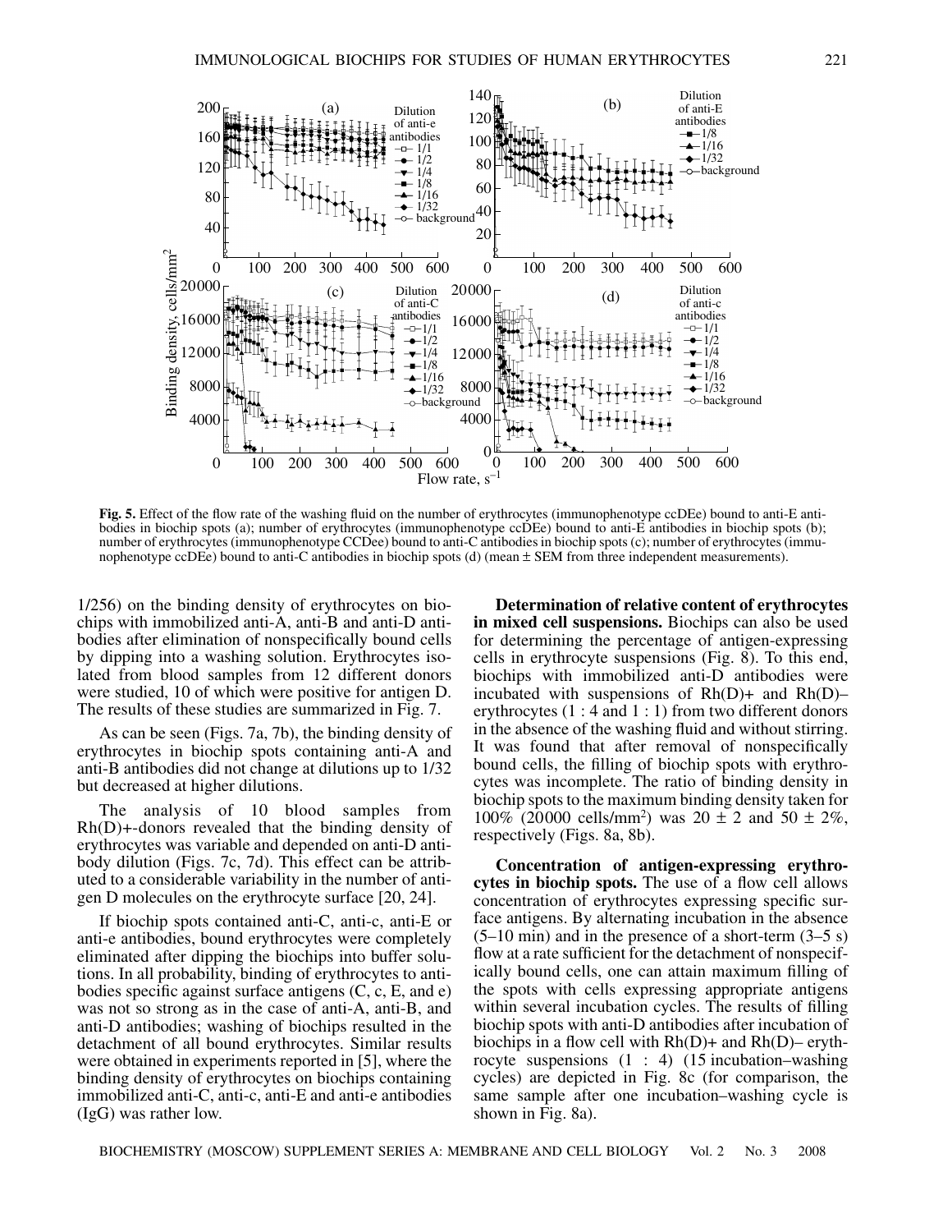**Fig. 5.** Effect of the flow rate of the washing fluid on the number of erythrocytes (immunophenotype ccDEe) bound to anti-E antibodies in biochip spots (a); number of erythrocytes (immunophenotype ccDEe) bound to anti-E antibodies in biochip spots (b); number of erythrocytes (immunophenotype CCDee) bound to anti-C antibodies in biochip spots (c); number of erythrocytes (immunophenotype ccDEe) bound to anti-C antibodies in biochip spots (d) (mean ± SEM from three independent measurements).

1/256) on the binding density of erythrocytes on biochips with immobilized anti-A, anti-B and anti-D antibodies after elimination of nonspecifically bound cells by dipping into a washing solution. Erythrocytes isolated from blood samples from 12 different donors were studied, 10 of which were positive for antigen D. The results of these studies are summarized in Fig. 7.

As can be seen (Figs. 7a, 7b), the binding density of erythrocytes in biochip spots containing anti-A and anti-B antibodies did not change at dilutions up to 1/32 but decreased at higher dilutions.

The analysis of 10 blood samples from Rh(D)+-donors revealed that the binding density of erythrocytes was variable and depended on anti-D antibody dilution (Figs. 7c, 7d). This effect can be attributed to a considerable variability in the number of antigen D molecules on the erythrocyte surface [20, 24].

If biochip spots contained anti-C, anti-c, anti-E or anti-e antibodies, bound erythrocytes were completely eliminated after dipping the biochips into buffer solutions. In all probability, binding of erythrocytes to antibodies specific against surface antigens (C, c, E, and e) was not so strong as in the case of anti-A, anti-B, and anti-D antibodies; washing of biochips resulted in the detachment of all bound erythrocytes. Similar results were obtained in experiments reported in [5], where the binding density of erythrocytes on biochips containing immobilized anti-C, anti-c, anti-E and anti-e antibodies (IgG) was rather low.

**Determination of relative content of erythrocytes in mixed cell suspensions.** Biochips can also be used for determining the percentage of antigen-expressing cells in erythrocyte suspensions (Fig. 8). To this end, biochips with immobilized anti-D antibodies were incubated with suspensions of Rh(D)+ and Rh(D)– erythrocytes (1 : 4 and 1 : 1) from two different donors in the absence of the washing fluid and without stirring. It was found that after removal of nonspecifically bound cells, the filling of biochip spots with erythrocytes was incomplete. The ratio of binding density in biochip spots to the maximum binding density taken for 100% (20000 cells/mm$^2$) was 20 ± 2 and 50 ± 2%, respectively (Figs. 8a, 8b).

**Concentration of antigen-expressing erythrocytes in biochip spots.** The use of a flow cell allows concentration of erythrocytes expressing specific surface antigens. By alternating incubation in the absence (5–10 min) and in the presence of a short-term (3–5 s) flow at a rate sufficient for the detachment of nonspecifically bound cells, one can attain maximum filling of the spots with cells expressing appropriate antigens within several incubation cycles. The results of filling biochip spots with anti-D antibodies after incubation of biochips in a flow cell with Rh(D)+ and Rh(D)– erythrocyte suspensions (1 : 4) (15 incubation–washing cycles) are depicted in Fig. 8c (for comparison, the same sample after one incubation–washing cycle is shown in Fig. 8a).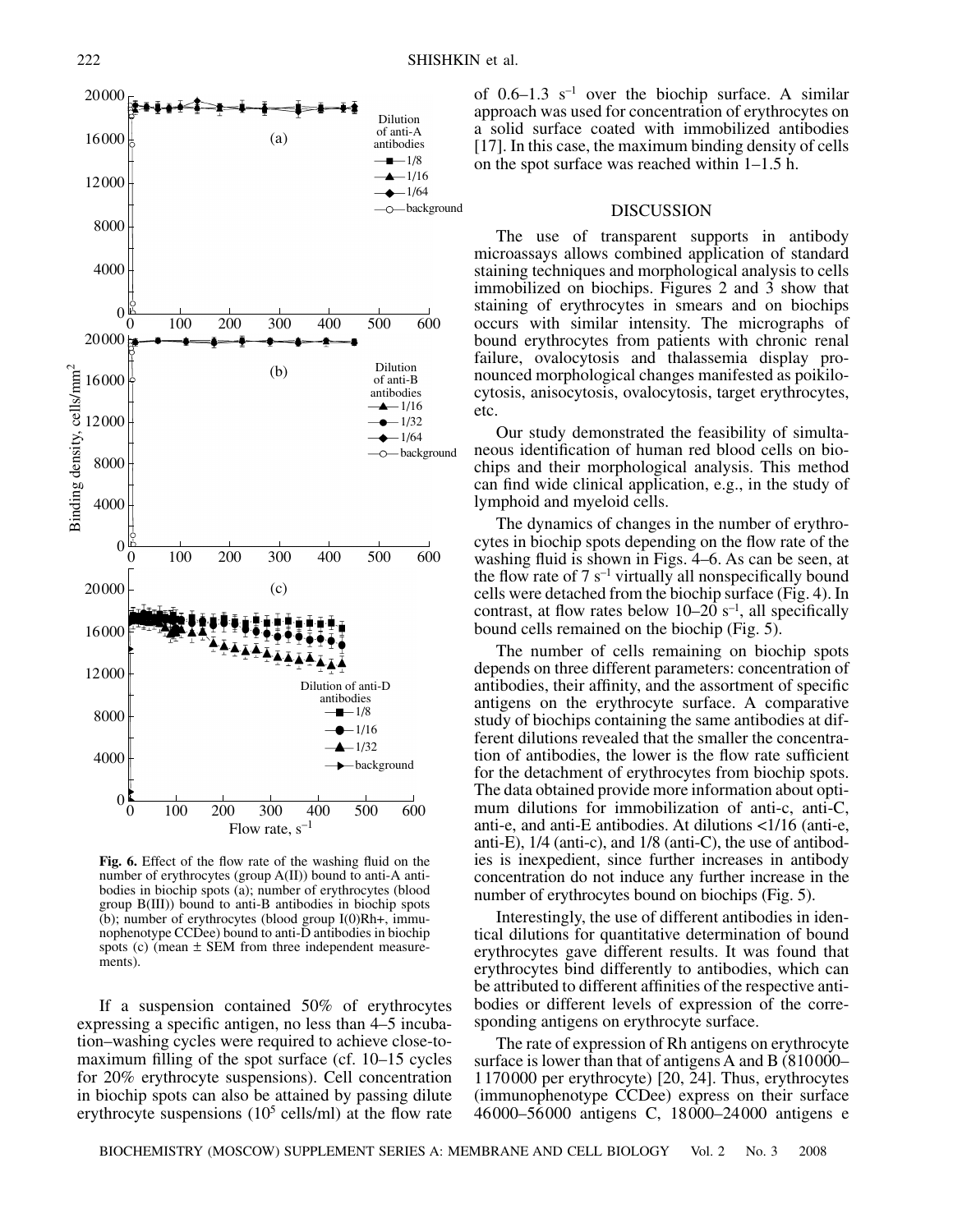**Fig. 6.** Effect of the flow rate of the washing fluid on the number of erythrocytes (group A(II)) bound to anti-A antibodies in biochip spots (a); number of erythrocytes (blood group B(III)) bound to anti-B antibodies in biochip spots (b); number of erythrocytes (blood group I(0)Rh+, immunophenotype CCDee) bound to anti-D antibodies in biochip spots (c) (mean ± SEM from three independent measurements).

If a suspension contained 50% of erythrocytes expressing a specific antigen, no less than 4–5 incubation–washing cycles were required to achieve close-to-maximum filling of the spot surface (cf. 10–15 cycles for 20% erythrocyte suspensions). Cell concentration in biochip spots can also be attained by passing dilute erythrocyte suspensions ($10^5$ cells/ml) at the flow rate of 0.6–1.3 $s^{-1}$ over the biochip surface. A similar approach was used for concentration of erythrocytes on a solid surface coated with immobilized antibodies [17]. In this case, the maximum binding density of cells on the spot surface was reached within 1–1.5 h.

## DISCUSSION

The use of transparent supports in antibody microassays allows combined application of standard staining techniques and morphological analysis to cells immobilized on biochips. Figures 2 and 3 show that staining of erythrocytes in smears and on biochips occurs with similar intensity. The micrographs of bound erythrocytes from patients with chronic renal failure, ovalocytosis and thalassemia display pronounced morphological changes manifested as poikilocytosis, anisocytosis, ovalocytosis, target erythrocytes, etc.

Our study demonstrated the feasibility of simultaneous identification of human red blood cells on biochips and their morphological analysis. This method can find wide clinical application, e.g., in the study of lymphoid and myeloid cells.

The dynamics of changes in the number of erythrocytes in biochip spots depending on the flow rate of the washing fluid is shown in Figs. 4–6. As can be seen, at the flow rate of 7 $s^{-1}$ virtually all nonspecifically bound cells were detached from the biochip surface (Fig. 4). In contrast, at flow rates below 10–20 $s^{-1}$, all specifically bound cells remained on the biochip (Fig. 5).

The number of cells remaining on biochip spots depends on three different parameters: concentration of antibodies, their affinity, and the assortment of specific antigens on the erythrocyte surface. A comparative study of biochips containing the same antibodies at different dilutions revealed that the smaller the concentration of antibodies, the lower is the flow rate sufficient for the detachment of erythrocytes from biochip spots. The data obtained provide more information about optimum dilutions for immobilization of anti-c, anti-C, anti-e, and anti-E antibodies. At dilutions <1/16 (anti-e, anti-E), 1/4 (anti-c), and 1/8 (anti-C), the use of antibodies is inexpedient, since further increases in antibody concentration do not induce any further increase in the number of erythrocytes bound on biochips (Fig. 5).

Interestingly, the use of different antibodies in identical dilutions for quantitative determination of bound erythrocytes gave different results. It was found that erythrocytes bind differently to antibodies, which can be attributed to different affinities of the respective antibodies or different levels of expression of the corresponding antigens on erythrocyte surface.

The rate of expression of Rh antigens on erythrocyte surface is lower than that of antigens A and B (810000–1170000 per erythrocyte) [20, 24]. Thus, erythrocytes (immunophenotype CCDee) express on their surface 46000–56000 antigens C, 18000–24000 antigens e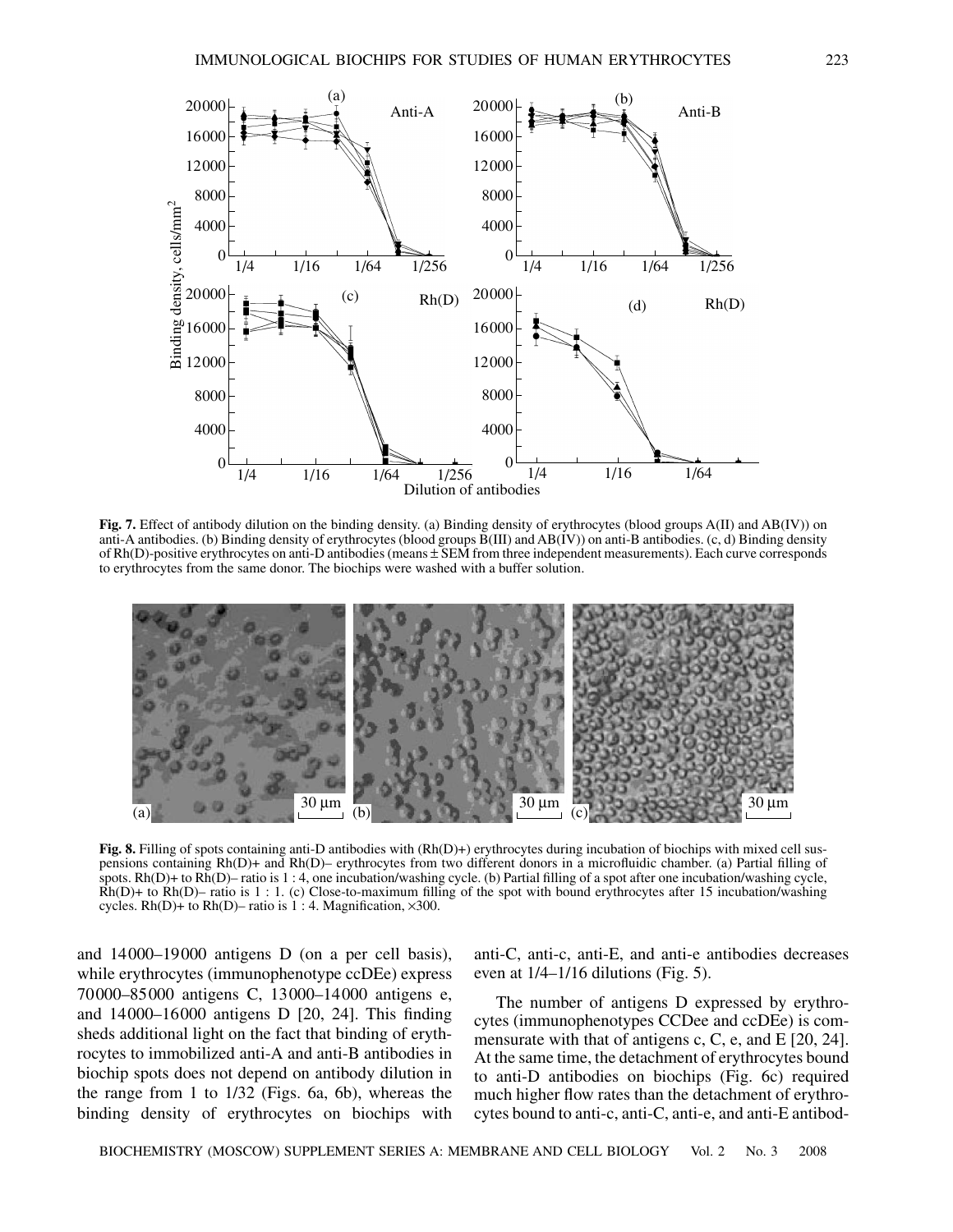**Fig. 7.** Effect of antibody dilution on the binding density. (a) Binding density of erythrocytes (blood groups A(II) and AB(IV)) on anti-A antibodies. (b) Binding density of erythrocytes (blood groups B(III) and AB(IV)) on anti-B antibodies. (c, d) Binding density of Rh(D)-positive erythrocytes on anti-D antibodies (means ± SEM from three independent measurements). Each curve corresponds to erythrocytes from the same donor. The biochips were washed with a buffer solution.

**Fig. 8.** Filling of spots containing anti-D antibodies with (Rh(D)+) erythrocytes during incubation of biochips with mixed cell suspensions containing Rh(D)+ and Rh(D)– erythrocytes from two different donors in a microfluidic chamber. (a) Partial filling of spots. Rh(D)+ to Rh(D)– ratio is 1 : 4, one incubation/washing cycle. (b) Partial filling of a spot after one incubation/washing cycle, Rh(D)+ to Rh(D)– ratio is 1 : 1. (c) Close-to-maximum filling of the spot with bound erythrocytes after 15 incubation/washing cycles. Rh(D)+ to Rh(D)– ratio is 1 : 4. Magnification, ×300.

and 14000–19000 antigens D (on a per cell basis), while erythrocytes (immunophenotype ccDEe) express 70000–85000 antigens C, 13000–14000 antigens e, and 14000–16000 antigens D [20, 24]. This finding sheds additional light on the fact that binding of erythrocytes to immobilized anti-A and anti-B antibodies in biochip spots does not depend on antibody dilution in the range from 1 to 1/32 (Figs. 6a, 6b), whereas the binding density of erythrocytes on biochips with anti-C, anti-c, anti-E, and anti-e antibodies decreases even at 1/4–1/16 dilutions (Fig. 5).

The number of antigens D expressed by erythrocytes (immunophenotypes CCDee and ccDEe) is commensurate with that of antigens c, C, e, and E [20, 24]. At the same time, the detachment of erythrocytes bound to anti-D antibodies on biochips (Fig. 6c) required much higher flow rates than the detachment of erythrocytes bound to anti-c, anti-C, anti-e, and anti-E antibod-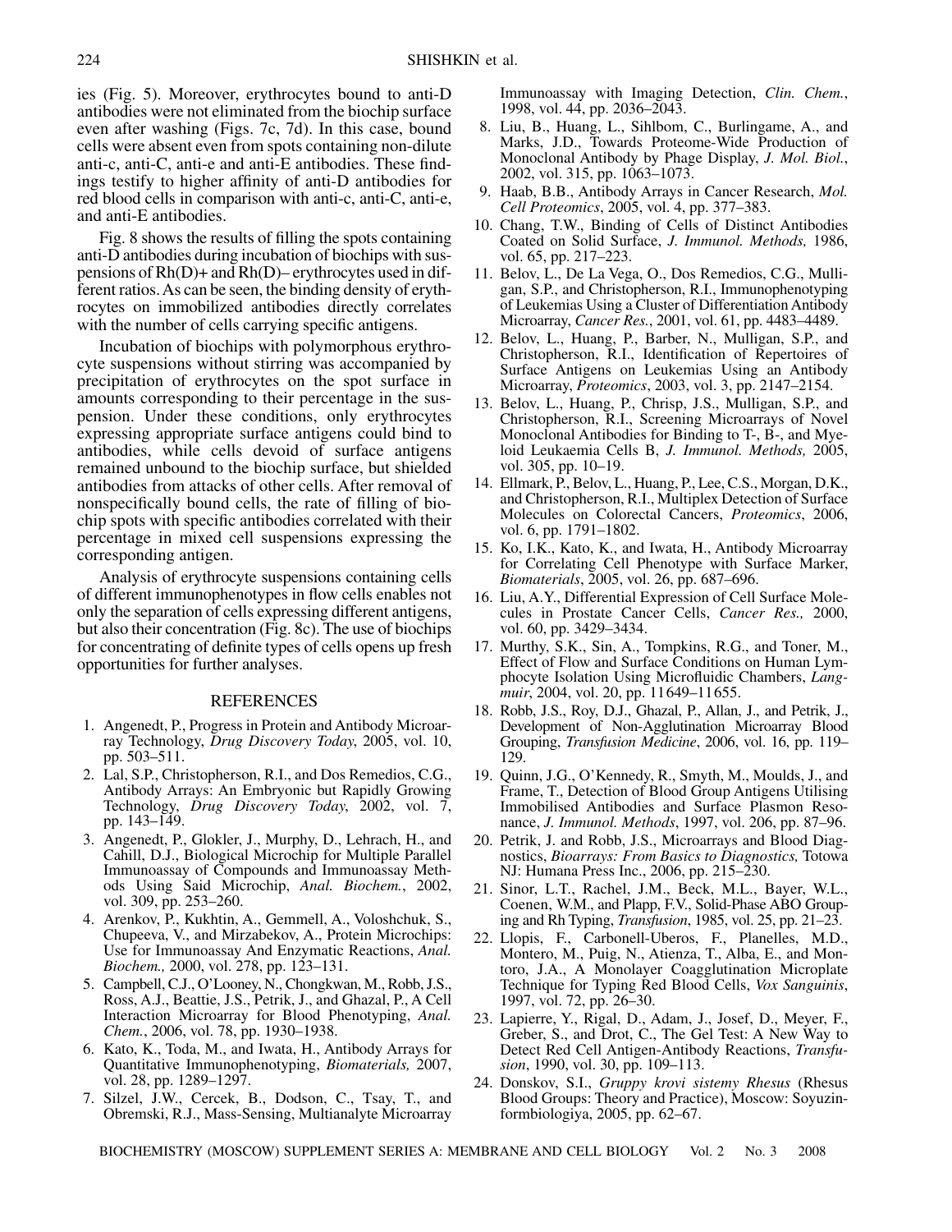ies (Fig. 5). Moreover, erythrocytes bound to anti-D antibodies were not eliminated from the biochip surface even after washing (Figs. 7c, 7d). In this case, bound cells were absent even from spots containing non-dilute anti-c, anti-C, anti-e and anti-E antibodies. These findings testify to higher affinity of anti-D antibodies for red blood cells in comparison with anti-c, anti-C, anti-e, and anti-E antibodies.

Fig. 8 shows the results of filling the spots containing anti-D antibodies during incubation of biochips with suspensions of Rh(D)+ and Rh(D)– erythrocytes used in different ratios. As can be seen, the binding density of erythrocytes on immobilized antibodies directly correlates with the number of cells carrying specific antigens.

Incubation of biochips with polymorphous erythrocyte suspensions without stirring was accompanied by precipitation of erythrocytes on the spot surface in amounts corresponding to their percentage in the suspension. Under these conditions, only erythrocytes expressing appropriate surface antigens could bind to antibodies, while cells devoid of surface antigens remained unbound to the biochip surface, but shielded antibodies from attacks of other cells. After removal of nonspecifically bound cells, the rate of filling of biochip spots with specific antibodies correlated with their percentage in mixed cell suspensions expressing the corresponding antigen.

Analysis of erythrocyte suspensions containing cells of different immunophenotypes in flow cells enables not only the separation of cells expressing different antigens, but also their concentration (Fig. 8c). The use of biochips for concentrating of definite types of cells opens up fresh opportunities for further analyses.

## REFERENCES

1. Angenedt, P., Progress in Protein and Antibody Microarray Technology, *Drug Discovery Today*, 2005, vol. 10, pp. 503–511.
2. Lal, S.P., Christopherson, R.I., and Dos Remedios, C.G., Antibody Arrays: An Embryonic but Rapidly Growing Technology, *Drug Discovery Today*, 2002, vol. 7, pp. 143–149.
3. Angenedt, P., Glokler, J., Murphy, D., Lehrach, H., and Cahill, D.J., Biological Microchip for Multiple Parallel Immunoassay of Compounds and Immunoassay Methods Using Said Microchip, *Anal. Biochem.*, 2002, vol. 309, pp. 253–260.
4. Arenkov, P., Kukhtin, A., Gemmell, A., Voloshchuk, S., Chupeeva, V., and Mirzabekov, A., Protein Microchips: Use for Immunoassay And Enzymatic Reactions, *Anal. Biochem.,* 2000, vol. 278, pp. 123–131.
5. Campbell, C.J., O'Looney, N., Chongkwan, M., Robb, J.S., Ross, A.J., Beattie, J.S., Petrik, J., and Ghazal, P., A Cell Interaction Microarray for Blood Phenotyping, *Anal. Chem.*, 2006, vol. 78, pp. 1930–1938.
6. Kato, K., Toda, M., and Iwata, H., Antibody Arrays for Quantitative Immunophenotyping, *Biomaterials,* 2007, vol. 28, pp. 1289–1297.
7. Silzel, J.W., Cercek, B., Dodson, C., Tsay, T., and Obremski, R.J., Mass-Sensing, Multianalyte Microarray Immunoassay with Imaging Detection, *Clin. Chem.*, 1998, vol. 44, pp. 2036–2043.
8. Liu, B., Huang, L., Sihlbom, C., Burlingame, A., and Marks, J.D., Towards Proteome-Wide Production of Monoclonal Antibody by Phage Display, *J. Mol. Biol.*, 2002, vol. 315, pp. 1063–1073.
9. Haab, B.B., Antibody Arrays in Cancer Research, *Mol. Cell Proteomics*, 2005, vol. 4, pp. 377–383.
10. Chang, T.W., Binding of Cells of Distinct Antibodies Coated on Solid Surface, *J. Immunol. Methods,* 1986, vol. 65, pp. 217–223.
11. Belov, L., De La Vega, O., Dos Remedios, C.G., Mulligan, S.P., and Christopherson, R.I., Immunophenotyping of Leukemias Using a Cluster of Differentiation Antibody Microarray, *Cancer Res.*, 2001, vol. 61, pp. 4483–4489.
12. Belov, L., Huang, P., Barber, N., Mulligan, S.P., and Christopherson, R.I., Identification of Repertoires of Surface Antigens on Leukemias Using an Antibody Microarray, *Proteomics*, 2003, vol. 3, pp. 2147–2154.
13. Belov, L., Huang, P., Chrisp, J.S., Mulligan, S.P., and Christopherson, R.I., Screening Microarrays of Novel Monoclonal Antibodies for Binding to T-, B-, and Myeloid Leukaemia Cells B, *J. Immunol. Methods,* 2005, vol. 305, pp. 10–19.
14. Ellmark, P., Belov, L., Huang, P., Lee, C.S., Morgan, D.K., and Christopherson, R.I., Multiplex Detection of Surface Molecules on Colorectal Cancers, *Proteomics*, 2006, vol. 6, pp. 1791–1802.
15. Ko, I.K., Kato, K., and Iwata, H., Antibody Microarray for Correlating Cell Phenotype with Surface Marker, *Biomaterials*, 2005, vol. 26, pp. 687–696.
16. Liu, A.Y., Differential Expression of Cell Surface Molecules in Prostate Cancer Cells, *Cancer Res.,* 2000, vol. 60, pp. 3429–3434.
17. Murthy, S.K., Sin, A., Tompkins, R.G., and Toner, M., Effect of Flow and Surface Conditions on Human Lymphocyte Isolation Using Microfluidic Chambers, *Langmuir*, 2004, vol. 20, pp. 11649–11655.
18. Robb, J.S., Roy, D.J., Ghazal, P., Allan, J., and Petrik, J., Development of Non-Agglutination Microarray Blood Grouping, *Transfusion Medicine*, 2006, vol. 16, pp. 119–129.
19. Quinn, J.G., O'Kennedy, R., Smyth, M., Moulds, J., and Frame, T., Detection of Blood Group Antigens Utilising Immobilised Antibodies and Surface Plasmon Resonance, *J. Immunol. Methods*, 1997, vol. 206, pp. 87–96.
20. Petrik, J. and Robb, J.S., Microarrays and Blood Diagnostics, *Bioarrays: From Basics to Diagnostics,* Totowa NJ: Humana Press Inc., 2006, pp. 215–230.
21. Sinor, L.T., Rachel, J.M., Beck, M.L., Bayer, W.L., Coenen, W.M., and Plapp, F.V., Solid-Phase ABO Grouping and Rh Typing, *Transfusion*, 1985, vol. 25, pp. 21–23.
22. Llopis, F., Carbonell-Uberos, F., Planelles, M.D., Montero, M., Puig, N., Atienza, T., Alba, E., and Montoro, J.A., A Monolayer Coagglutination Microplate Technique for Typing Red Blood Cells, *Vox Sanguinis*, 1997, vol. 72, pp. 26–30.
23. Lapierre, Y., Rigal, D., Adam, J., Josef, D., Meyer, F., Greber, S., and Drot, C., The Gel Test: A New Way to Detect Red Cell Antigen-Antibody Reactions, *Transfusion*, 1990, vol. 30, pp. 109–113.
24. Donskov, S.I., *Gruppy krovi sistemy Rhesus* (Rhesus Blood Groups: Theory and Practice), Moscow: Soyuzinformbiologiya, 2005, pp. 62–67.